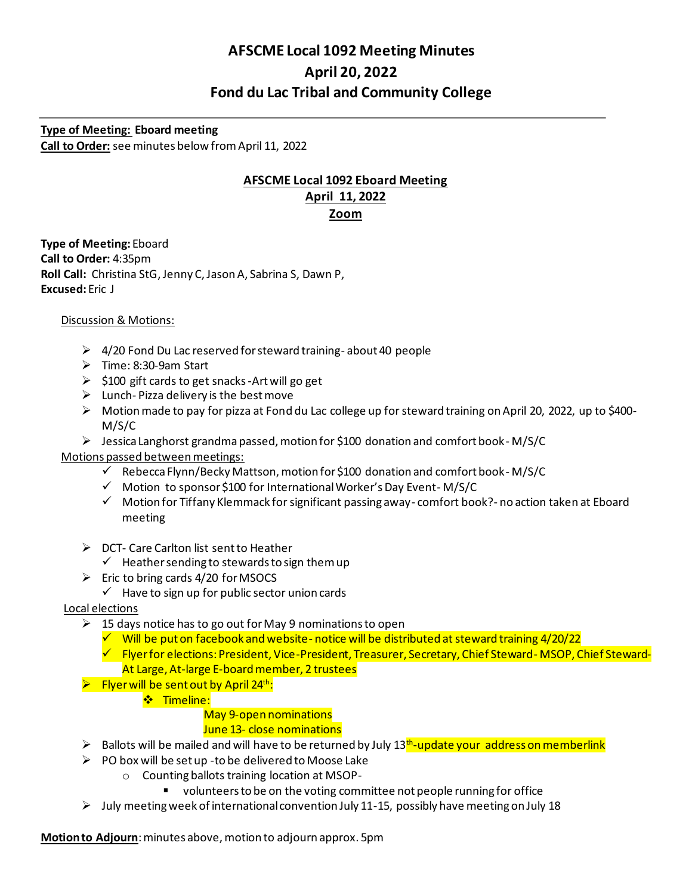# AFSCME Local 1092 Meeting Minutes
# April 20, 2022
# Fond du Lac Tribal and Community College

---

**Type of Meeting: Eboard meeting**
**Call to Order:** see minutes below from April 11, 2022

## AFSCME Local 1092 Eboard Meeting
## April 11, 2022
## Zoom

**Type of Meeting:** Eboard
**Call to Order:** 4:35pm
**Roll Call:** Christina StG, Jenny C, Jason A, Sabrina S, Dawn P,
**Excused:** Eric J

Discussion & Motions:

- 4/20 Fond Du Lac reserved for steward training- about 40 people
- Time: 8:30-9am Start
- $100 gift cards to get snacks -Art will go get
- Lunch- Pizza delivery is the best move
- Motion made to pay for pizza at Fond du Lac college up for steward training on April 20, 2022, up to $400- M/S/C
- Jessica Langhorst grandma passed, motion for $100 donation and comfort book- M/S/C

Motions passed between meetings:

- ✓ Rebecca Flynn/Becky Mattson, motion for $100 donation and comfort book- M/S/C
- ✓ Motion to sponsor $100 for International Worker's Day Event- M/S/C
- ✓ Motion for Tiffany Klemmack for significant passing away- comfort book?- no action taken at Eboard meeting

- DCT- Care Carlton list sent to Heather
  - ✓ Heather sending to stewards to sign them up
- Eric to bring cards 4/20 for MSOCS
  - ✓ Have to sign up for public sector union cards

Local elections

- 15 days notice has to go out for May 9 nominations to open
  - ✓ Will be put on facebook and website- notice will be distributed at steward training 4/20/22
  - ✓ Flyer for elections: President, Vice-President, Treasurer, Secretary, Chief Steward- MSOP, Chief Steward- At Large, At-large E-board member, 2 trustees
- Flyer will be sent out by April 24th:
  - ❖ Timeline:
    - May 9-open nominations
    - June 13- close nominations
- Ballots will be mailed and will have to be returned by July 13th-update your address on memberlink
- PO box will be set up -to be delivered to Moose Lake
  - Counting ballots training location at MSOP-
    - volunteers to be on the voting committee not people running for office
- July meeting week of international convention July 11-15, possibly have meeting on July 18

**Motion to Adjourn**: minutes above, motion to adjourn approx. 5pm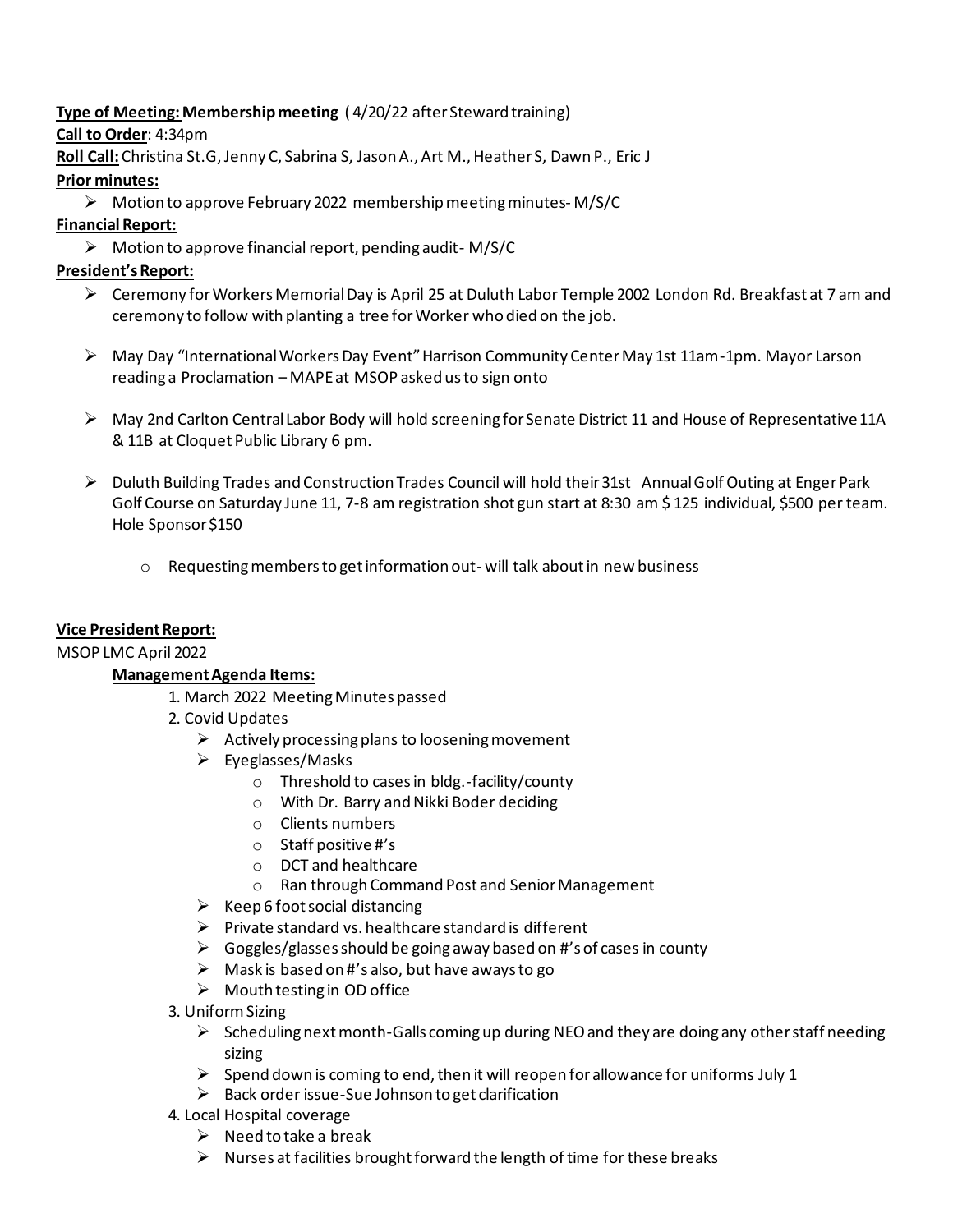**Type of Meeting:** **Membership meeting** ( 4/20/22 after Steward training)

**Call to Order**: 4:34pm

**Roll Call:** Christina St.G, Jenny C, Sabrina S, Jason A., Art M., Heather S, Dawn P., Eric J

**Prior minutes:**

- Motion to approve February 2022 membership meeting minutes- M/S/C

**Financial Report:**

- Motion to approve financial report, pending audit- M/S/C

**President's Report:**

- Ceremony for Workers Memorial Day is April 25 at Duluth Labor Temple 2002 London Rd. Breakfast at 7 am and ceremony to follow with planting a tree for Worker who died on the job.

- May Day "International Workers Day Event" Harrison Community Center May 1st 11am-1pm. Mayor Larson reading a Proclamation – MAPE at MSOP asked us to sign onto

- May 2nd Carlton Central Labor Body will hold screening for Senate District 11 and House of Representative 11A & 11B at Cloquet Public Library 6 pm.

- Duluth Building Trades and Construction Trades Council will hold their 31st Annual Golf Outing at Enger Park Golf Course on Saturday June 11, 7-8 am registration shot gun start at 8:30 am $ 125 individual, $500 per team. Hole Sponsor $150

  - Requesting members to get information out- will talk about in new business

**Vice President Report:**

MSOP LMC April 2022

**Management Agenda Items:**

1. March 2022 Meeting Minutes passed
2. Covid Updates
   - Actively processing plans to loosening movement
   - Eyeglasses/Masks
     - Threshold to cases in bldg.-facility/county
     - With Dr. Barry and Nikki Boder deciding
     - Clients numbers
     - Staff positive #'s
     - DCT and healthcare
     - Ran through Command Post and Senior Management
   - Keep 6 foot social distancing
   - Private standard vs. healthcare standard is different
   - Goggles/glasses should be going away based on #'s of cases in county
   - Mask is based on #'s also, but have a ways to go
   - Mouth testing in OD office
3. Uniform Sizing
   - Scheduling next month-Galls coming up during NEO and they are doing any other staff needing sizing
   - Spend down is coming to end, then it will reopen for allowance for uniforms July 1
   - Back order issue-Sue Johnson to get clarification
4. Local Hospital coverage
   - Need to take a break
   - Nurses at facilities brought forward the length of time for these breaks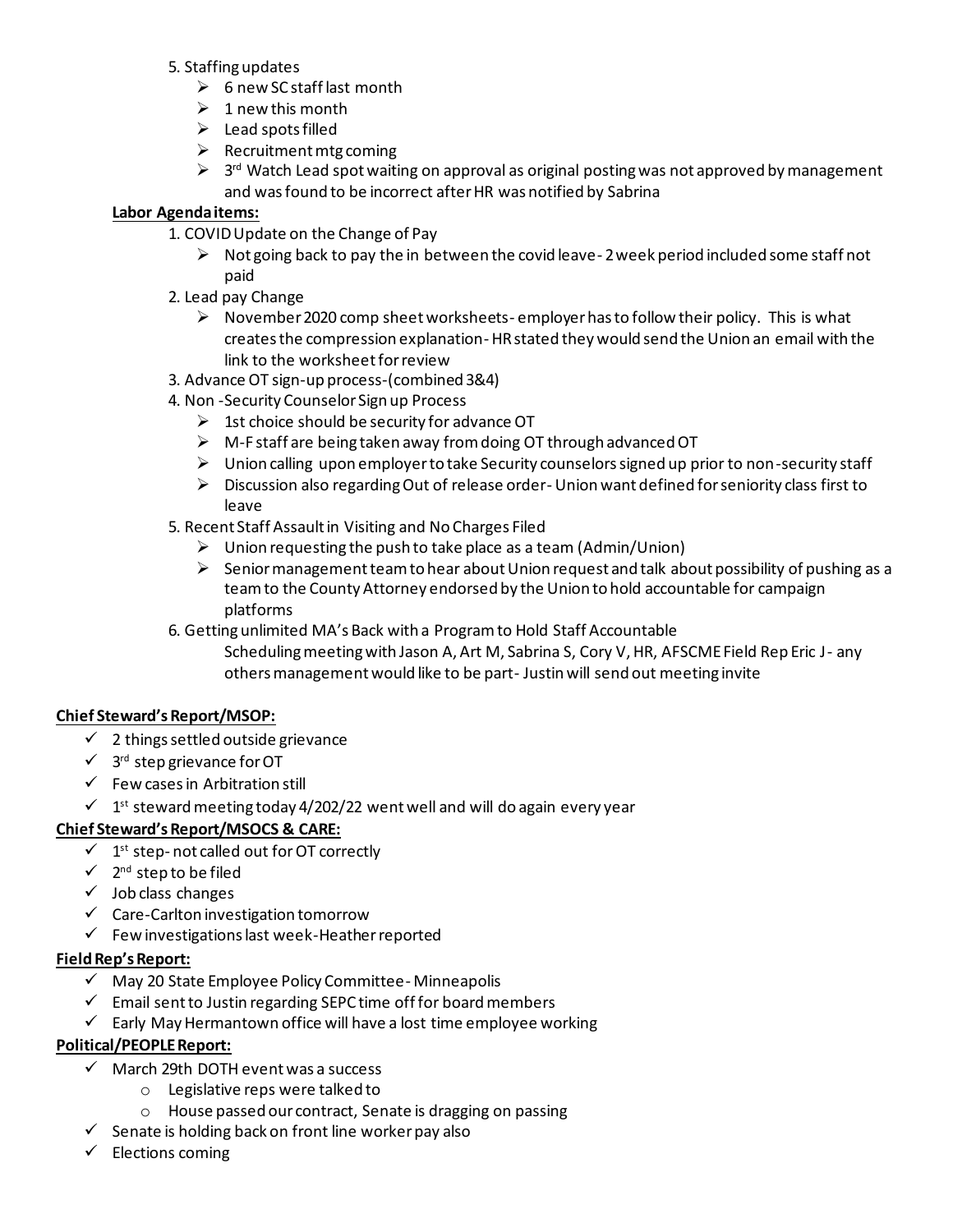5. Staffing updates
   - 6 new SC staff last month
   - 1 new this month
   - Lead spots filled
   - Recruitment mtg coming
   - 3rd Watch Lead spot waiting on approval as original posting was not approved by management and was found to be incorrect after HR was notified by Sabrina

**Labor Agenda items:**

1. COVID Update on the Change of Pay
   - Not going back to pay the in between the covid leave- 2 week period included some staff not paid
2. Lead pay Change
   - November 2020 comp sheet worksheets- employer has to follow their policy. This is what creates the compression explanation- HR stated they would send the Union an email with the link to the worksheet for review
3. Advance OT sign-up process-(combined 3&4)
4. Non -Security Counselor Sign up Process
   - 1st choice should be security for advance OT
   - M-F staff are being taken away from doing OT through advanced OT
   - Union calling upon employer to take Security counselors signed up prior to non-security staff
   - Discussion also regarding Out of release order- Union want defined for seniority class first to leave
5. Recent Staff Assault in Visiting and No Charges Filed
   - Union requesting the push to take place as a team (Admin/Union)
   - Senior management team to hear about Union request and talk about possibility of pushing as a team to the County Attorney endorsed by the Union to hold accountable for campaign platforms
6. Getting unlimited MA's Back with a Program to Hold Staff Accountable

   Scheduling meeting with Jason A, Art M, Sabrina S, Cory V, HR, AFSCME Field Rep Eric J- any others management would like to be part- Justin will send out meeting invite

**Chief Steward's Report/MSOP:**

- ✓ 2 things settled outside grievance
- ✓ 3rd step grievance for OT
- ✓ Few cases in Arbitration still
- ✓ 1st steward meeting today 4/202/22 went well and will do again every year

**Chief Steward's Report/MSOCS & CARE:**

- ✓ 1st step- not called out for OT correctly
- ✓ 2nd step to be filed
- ✓ Job class changes
- ✓ Care-Carlton investigation tomorrow
- ✓ Few investigations last week-Heather reported

**Field Rep's Report:**

- ✓ May 20 State Employee Policy Committee- Minneapolis
- ✓ Email sent to Justin regarding SEPC time off for board members
- ✓ Early May Hermantown office will have a lost time employee working

**Political/PEOPLE Report:**

- ✓ March 29th DOTH event was a success
  - Legislative reps were talked to
  - House passed our contract, Senate is dragging on passing
- ✓ Senate is holding back on front line worker pay also
- ✓ Elections coming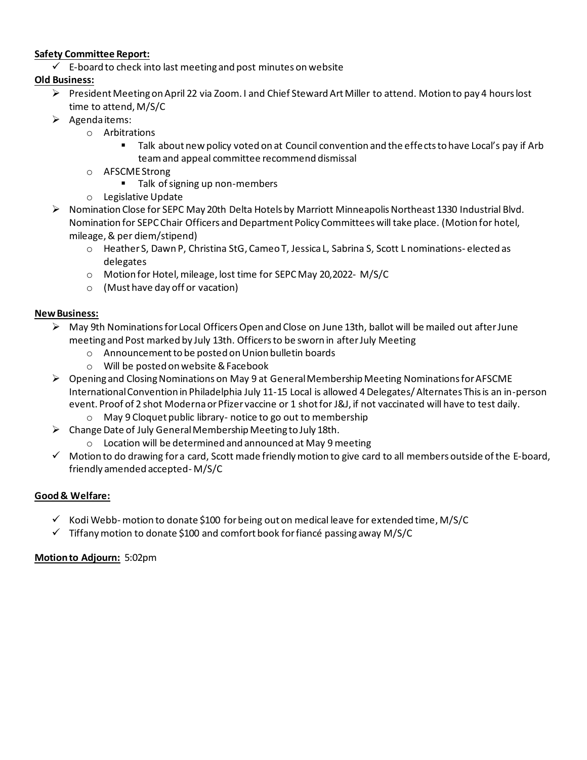**Safety Committee Report:**

- ✓ E-board to check into last meeting and post minutes on website

**Old Business:**

- ➢ President Meeting on April 22 via Zoom. I and Chief Steward Art Miller to attend. Motion to pay 4 hours lost time to attend, M/S/C
- ➢ Agenda items:
  - o Arbitrations
    - ▪ Talk about new policy voted on at Council convention and the effects to have Local's pay if Arb team and appeal committee recommend dismissal
  - o AFSCME Strong
    - ▪ Talk of signing up non-members
  - o Legislative Update
- ➢ Nomination Close for SEPC May 20th Delta Hotels by Marriott Minneapolis Northeast 1330 Industrial Blvd. Nomination for SEPC Chair Officers and Department Policy Committees will take place. (Motion for hotel, mileage, & per diem/stipend)
  - o Heather S, Dawn P, Christina StG, Cameo T, Jessica L, Sabrina S, Scott L nominations- elected as delegates
  - o Motion for Hotel, mileage, lost time for SEPC May 20,2022- M/S/C
  - o (Must have day off or vacation)

**New Business:**

- ➢ May 9th Nominations for Local Officers Open and Close on June 13th, ballot will be mailed out after June meeting and Post marked by July 13th. Officers to be sworn in after July Meeting
  - o Announcement to be posted on Union bulletin boards
  - o Will be posted on website & Facebook
- ➢ Opening and Closing Nominations on May 9 at General Membership Meeting Nominations for AFSCME International Convention in Philadelphia July 11-15 Local is allowed 4 Delegates/ Alternates This is an in-person event. Proof of 2 shot Moderna or Pfizer vaccine or 1 shot for J&J, if not vaccinated will have to test daily.
  - o May 9 Cloquet public library- notice to go out to membership
- ➢ Change Date of July General Membership Meeting to July 18th.
  - o Location will be determined and announced at May 9 meeting
- ✓ Motion to do drawing for a card, Scott made friendly motion to give card to all members outside of the E-board, friendly amended accepted- M/S/C

**Good & Welfare:**

- ✓ Kodi Webb- motion to donate $100 for being out on medical leave for extended time, M/S/C
- ✓ Tiffany motion to donate $100 and comfort book for fiancé passing away M/S/C

**Motion to Adjourn:** 5:02pm